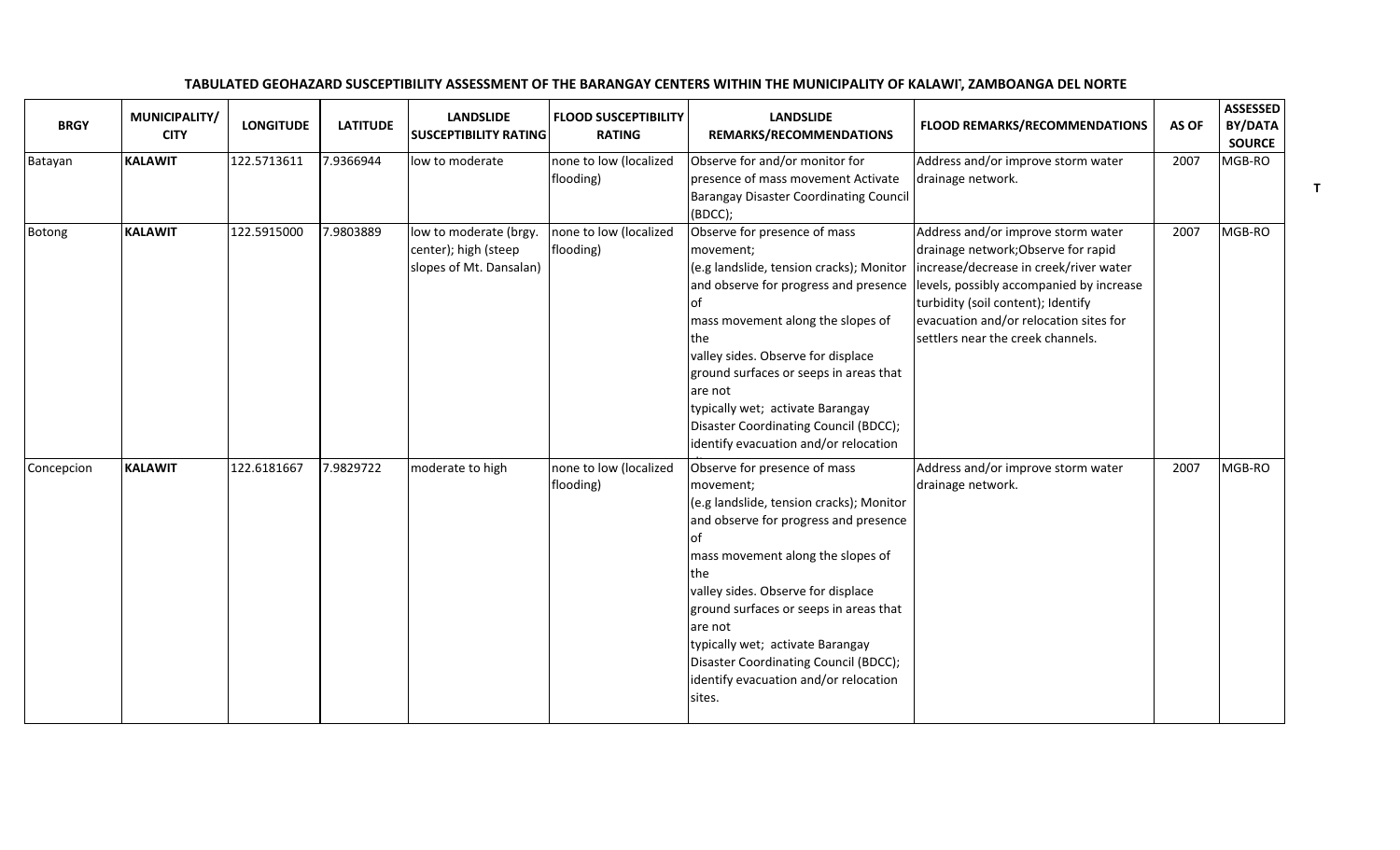# TABULATED GEOHAZARD SUSCEPTIBILITY ASSESSMENT OF THE BARANGAY CENTERS WITHIN THE MUNICIPALITY OF KALAWIT, ZAMBOANGA DEL NORTE

| BRGY | MUNICIPALITY/ CITY | LONGITUDE | LATITUDE | LANDSLIDE SUSCEPTIBILITY RATING | FLOOD SUSCEPTIBILITY RATING | LANDSLIDE REMARKS/RECOMMENDATIONS | FLOOD REMARKS/RECOMMENDATIONS | AS OF | ASSESSED BY/DATA SOURCE |
|---|---|---|---|---|---|---|---|---|---|
| Batayan | **KALAWIT** | 122.5713611 | 7.9366944 | low to moderate | none to low (localized flooding) | Observe for and/or monitor for presence of mass movement Activate Barangay Disaster Coordinating Council (BDCC); | Address and/or improve storm water drainage network. | 2007 | MGB-RO |
| Botong | **KALAWIT** | 122.5915000 | 7.9803889 | low to moderate (brgy. center); high (steep slopes of Mt. Dansalan) | none to low (localized flooding) | Observe for presence of mass movement; (e.g landslide, tension cracks); Monitor and observe for progress and presence of mass movement along the slopes of the valley sides. Observe for displace ground surfaces or seeps in areas that are not typically wet; activate Barangay Disaster Coordinating Council (BDCC); identify evacuation and/or relocation | Address and/or improve storm water drainage network;Observe for rapid increase/decrease in creek/river water levels, possibly accompanied by increase turbidity (soil content); Identify evacuation and/or relocation sites for settlers near the creek channels. | 2007 | MGB-RO |
| Concepcion | **KALAWIT** | 122.6181667 | 7.9829722 | moderate to high | none to low (localized flooding) | Observe for presence of mass movement; (e.g landslide, tension cracks); Monitor and observe for progress and presence of mass movement along the slopes of the valley sides. Observe for displace ground surfaces or seeps in areas that are not typically wet; activate Barangay Disaster Coordinating Council (BDCC); identify evacuation and/or relocation sites. | Address and/or improve storm water drainage network. | 2007 | MGB-RO |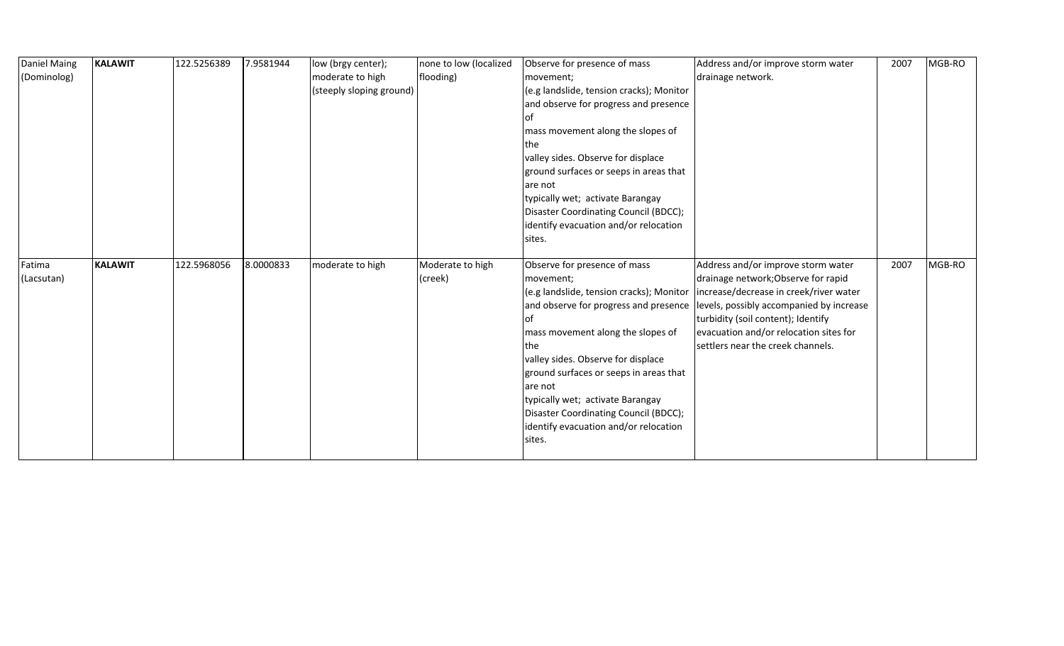| | | | | | | | | | |
|---|---|---|---|---|---|---|---|---|---|
| Daniel Maing (Dominolog) | **KALAWIT** | 122.5256389 | 7.9581944 | low (brgy center); moderate to high (steeply sloping ground) | none to low (localized flooding) | Observe for presence of mass movement; (e.g landslide, tension cracks); Monitor and observe for progress and presence of mass movement along the slopes of the valley sides. Observe for displace ground surfaces or seeps in areas that are not typically wet; activate Barangay Disaster Coordinating Council (BDCC); identify evacuation and/or relocation sites. | Address and/or improve storm water drainage network. | 2007 | MGB-RO |
| Fatima (Lacsutan) | **KALAWIT** | 122.5968056 | 8.0000833 | moderate to high | Moderate to high (creek) | Observe for presence of mass movement; (e.g landslide, tension cracks); Monitor and observe for progress and presence of mass movement along the slopes of the valley sides. Observe for displace ground surfaces or seeps in areas that are not typically wet; activate Barangay Disaster Coordinating Council (BDCC); identify evacuation and/or relocation sites. | Address and/or improve storm water drainage network;Observe for rapid increase/decrease in creek/river water levels, possibly accompanied by increase turbidity (soil content); Identify evacuation and/or relocation sites for settlers near the creek channels. | 2007 | MGB-RO |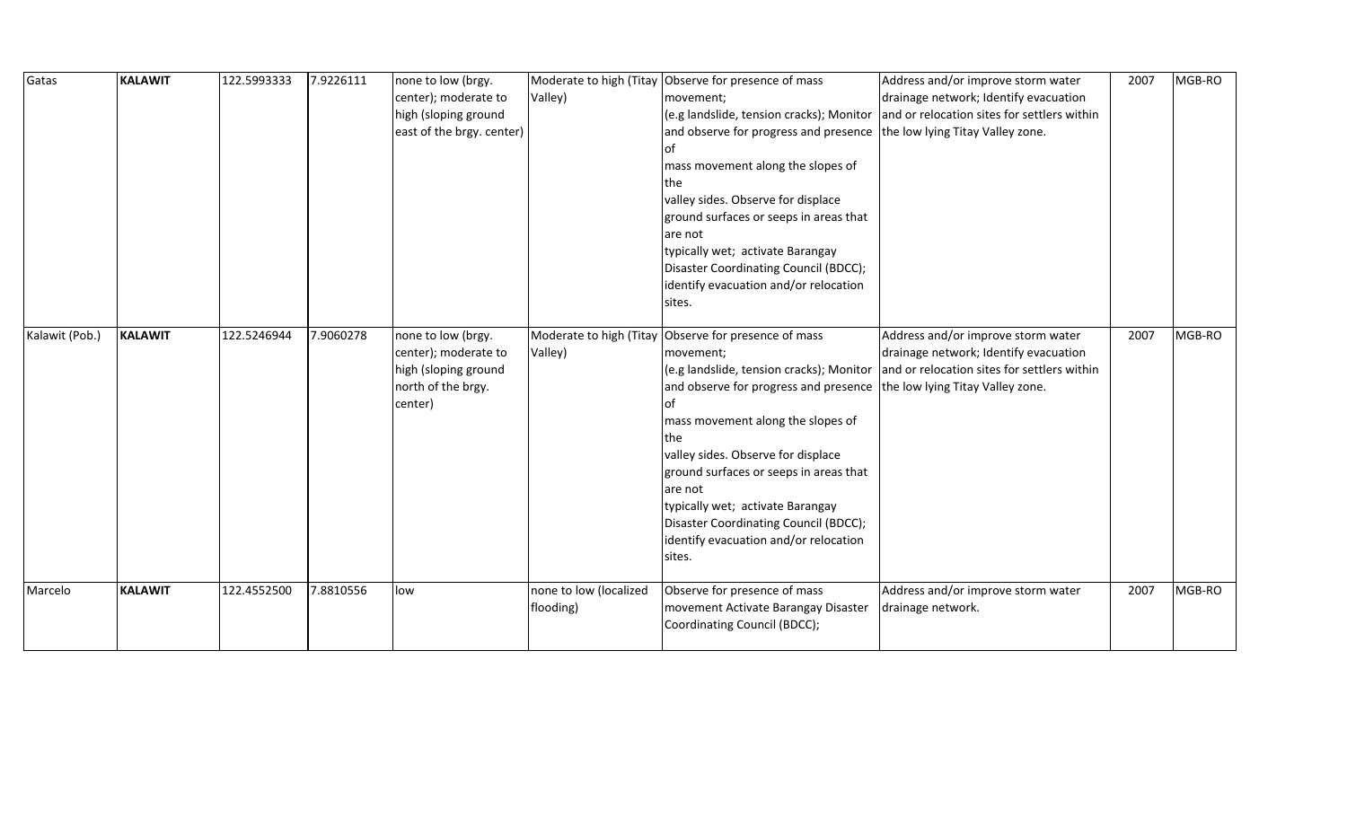| Gatas | **KALAWIT** | 122.5993333 | 7.9226111 | none to low (brgy. center); moderate to high (sloping ground east of the brgy. center) | Moderate to high (Titay Valley) | Observe for presence of mass movement; (e.g landslide, tension cracks); Monitor and observe for progress and presence of mass movement along the slopes of the valley sides. Observe for displace ground surfaces or seeps in areas that are not typically wet; activate Barangay Disaster Coordinating Council (BDCC); identify evacuation and/or relocation sites. | Address and/or improve storm water drainage network; Identify evacuation and or relocation sites for settlers within the low lying Titay Valley zone. | 2007 | MGB-RO |
|---|---|---|---|---|---|---|---|---|---|
| Kalawit (Pob.) | **KALAWIT** | 122.5246944 | 7.9060278 | none to low (brgy. center); moderate to high (sloping ground north of the brgy. center) | Moderate to high (Titay Valley) | Observe for presence of mass movement; (e.g landslide, tension cracks); Monitor and observe for progress and presence of mass movement along the slopes of the valley sides. Observe for displace ground surfaces or seeps in areas that are not typically wet; activate Barangay Disaster Coordinating Council (BDCC); identify evacuation and/or relocation sites. | Address and/or improve storm water drainage network; Identify evacuation and or relocation sites for settlers within the low lying Titay Valley zone. | 2007 | MGB-RO |
| Marcelo | **KALAWIT** | 122.4552500 | 7.8810556 | low | none to low (localized flooding) | Observe for presence of mass movement Activate Barangay Disaster Coordinating Council (BDCC); | Address and/or improve storm water drainage network. | 2007 | MGB-RO |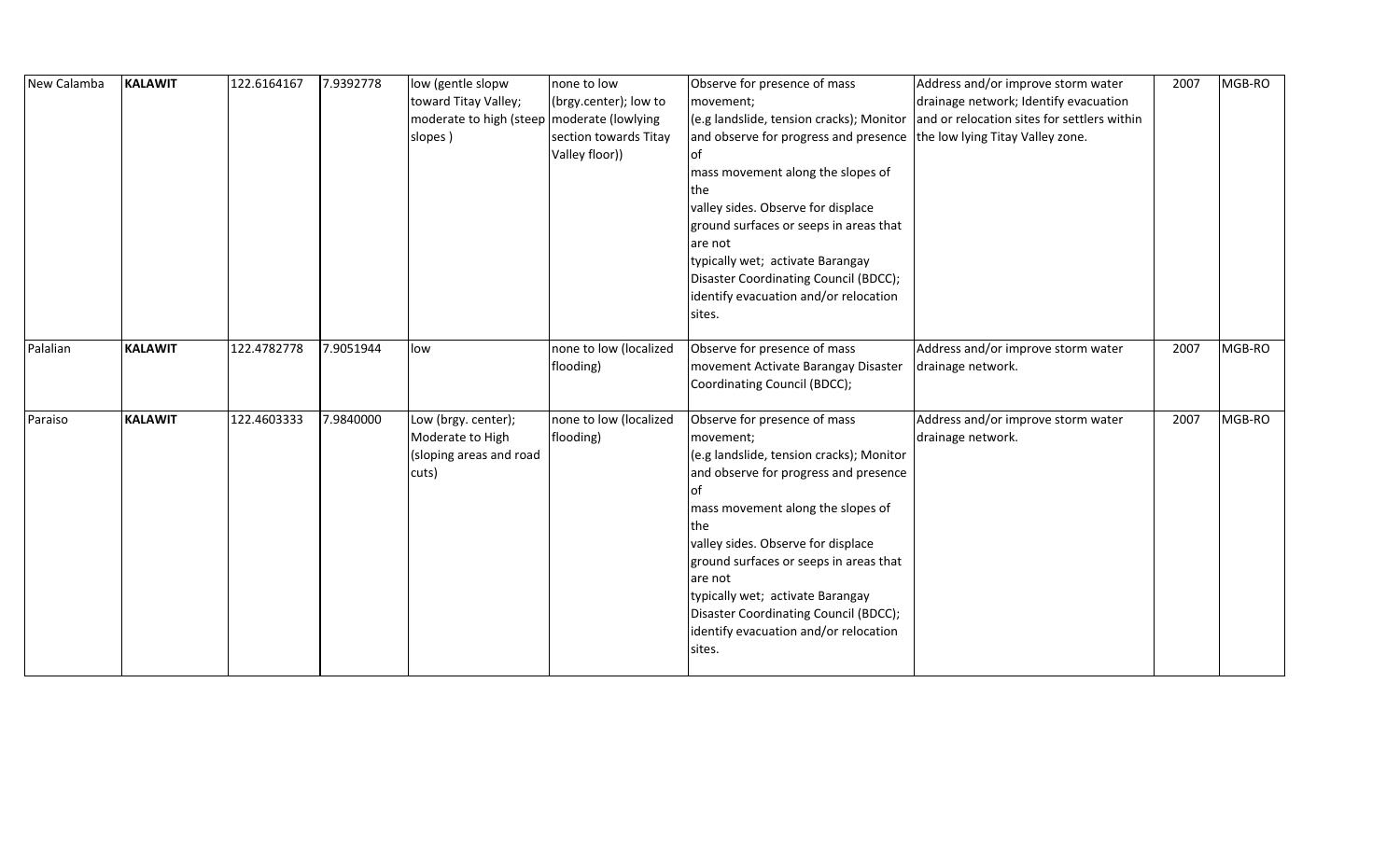| New Calamba | **KALAWIT** | 122.6164167 | 7.9392778 | low (gentle slopw toward Titay Valley; moderate to high (steep slopes ) | none to low (brgy.center); low to moderate (lowlying section towards Titay Valley floor)) | Observe for presence of mass movement; (e.g landslide, tension cracks); Monitor and observe for progress and presence of mass movement along the slopes of the valley sides. Observe for displace ground surfaces or seeps in areas that are not typically wet; activate Barangay Disaster Coordinating Council (BDCC); identify evacuation and/or relocation sites. | Address and/or improve storm water drainage network; Identify evacuation and or relocation sites for settlers within the low lying Titay Valley zone. | 2007 | MGB-RO |
|---|---|---|---|---|---|---|---|---|---|
| Palalian | **KALAWIT** | 122.4782778 | 7.9051944 | low | none to low (localized flooding) | Observe for presence of mass movement Activate Barangay Disaster Coordinating Council (BDCC); | Address and/or improve storm water drainage network. | 2007 | MGB-RO |
| Paraiso | **KALAWIT** | 122.4603333 | 7.9840000 | Low (brgy. center); Moderate to High (sloping areas and road cuts) | none to low (localized flooding) | Observe for presence of mass movement; (e.g landslide, tension cracks); Monitor and observe for progress and presence of mass movement along the slopes of the valley sides. Observe for displace ground surfaces or seeps in areas that are not typically wet; activate Barangay Disaster Coordinating Council (BDCC); identify evacuation and/or relocation sites. | Address and/or improve storm water drainage network. | 2007 | MGB-RO |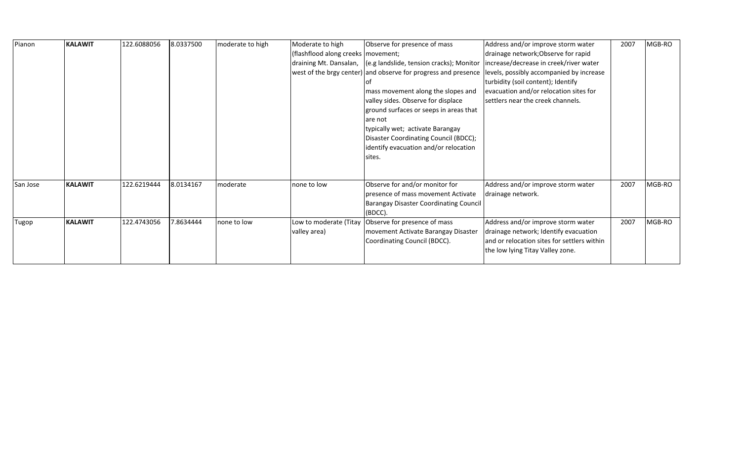| | | | | | | | | | |
|---|---|---|---|---|---|---|---|---|---|
| Pianon | **KALAWIT** | 122.6088056 | 8.0337500 | moderate to high | Moderate to high (flashflood along creeks draining Mt. Dansalan, west of the brgy center) | Observe for presence of mass movement; (e.g landslide, tension cracks); Monitor and observe for progress and presence of mass movement along the slopes and valley sides. Observe for displace ground surfaces or seeps in areas that are not typically wet; activate Barangay Disaster Coordinating Council (BDCC); identify evacuation and/or relocation sites. | Address and/or improve storm water drainage network;Observe for rapid increase/decrease in creek/river water levels, possibly accompanied by increase turbidity (soil content); Identify evacuation and/or relocation sites for settlers near the creek channels. | 2007 | MGB-RO |
| San Jose | **KALAWIT** | 122.6219444 | 8.0134167 | moderate | none to low | Observe for and/or monitor for presence of mass movement Activate Barangay Disaster Coordinating Council (BDCC). | Address and/or improve storm water drainage network. | 2007 | MGB-RO |
| Tugop | **KALAWIT** | 122.4743056 | 7.8634444 | none to low | Low to moderate (Titay valley area) | Observe for presence of mass movement Activate Barangay Disaster Coordinating Council (BDCC). | Address and/or improve storm water drainage network; Identify evacuation and or relocation sites for settlers within the low lying Titay Valley zone. | 2007 | MGB-RO |